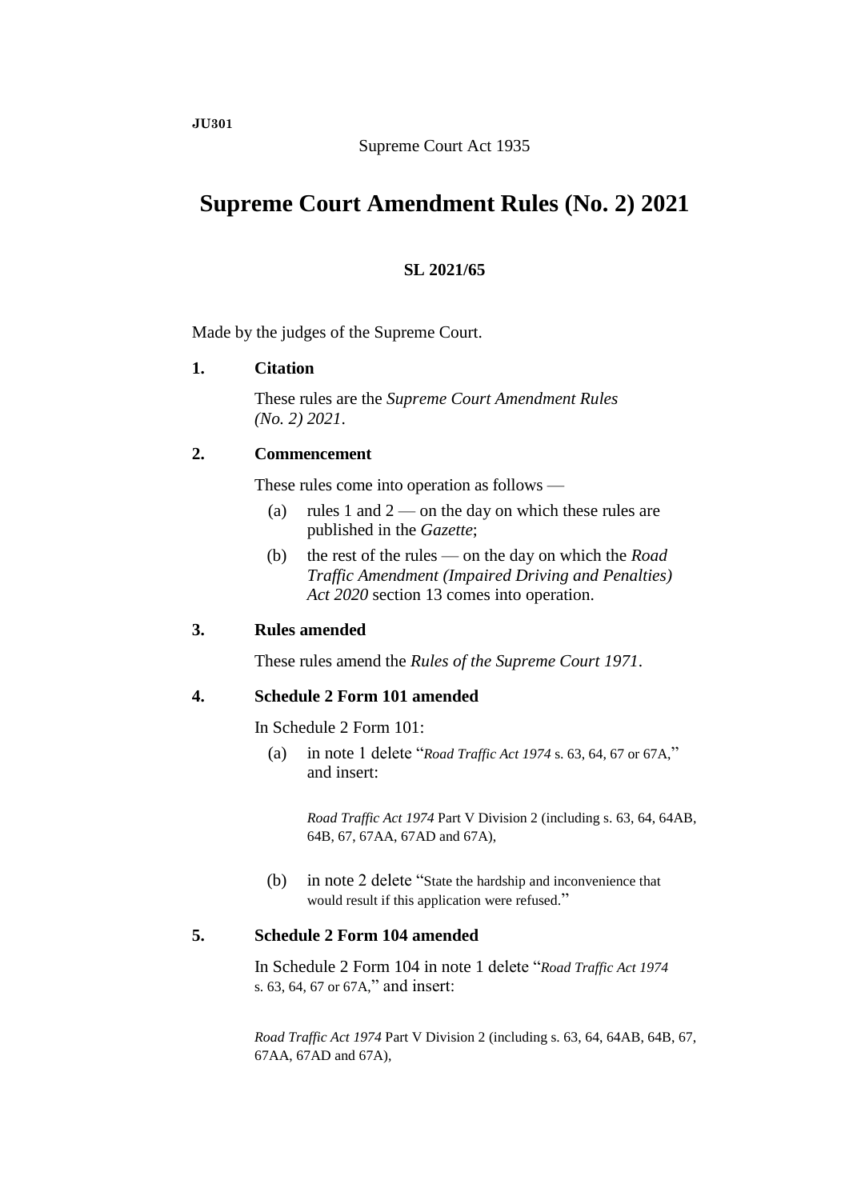**JU301**

Supreme Court Act 1935

# Supreme Court Amendment Rules (No. 2) 2021

**SL 2021/65**

Made by the judges of the Supreme Court.

### 1. Citation

These rules are the *Supreme Court Amendment Rules (No. 2) 2021*.

### 2. Commencement

These rules come into operation as follows —

(a) rules 1 and 2 — on the day on which these rules are published in the *Gazette*;

(b) the rest of the rules — on the day on which the *Road Traffic Amendment (Impaired Driving and Penalties) Act 2020* section 13 comes into operation.

### 3. Rules amended

These rules amend the *Rules of the Supreme Court 1971*.

### 4. Schedule 2 Form 101 amended

In Schedule 2 Form 101:

(a) in note 1 delete "*Road Traffic Act 1974* s. 63, 64, 67 or 67A," and insert:

> *Road Traffic Act 1974* Part V Division 2 (including s. 63, 64, 64AB, 64B, 67, 67AA, 67AD and 67A),

(b) in note 2 delete "State the hardship and inconvenience that would result if this application were refused."

### 5. Schedule 2 Form 104 amended

In Schedule 2 Form 104 in note 1 delete "*Road Traffic Act 1974* s. 63, 64, 67 or 67A," and insert:

> *Road Traffic Act 1974* Part V Division 2 (including s. 63, 64, 64AB, 64B, 67, 67AA, 67AD and 67A),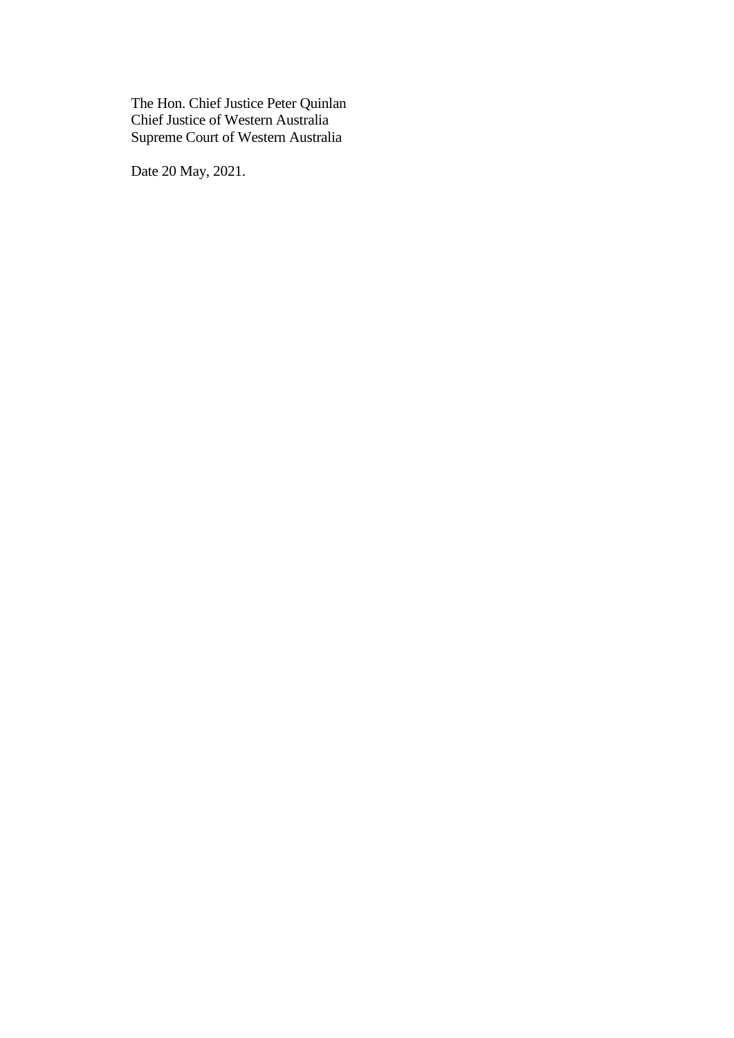The Hon. Chief Justice Peter Quinlan
Chief Justice of Western Australia
Supreme Court of Western Australia

Date 20 May, 2021.